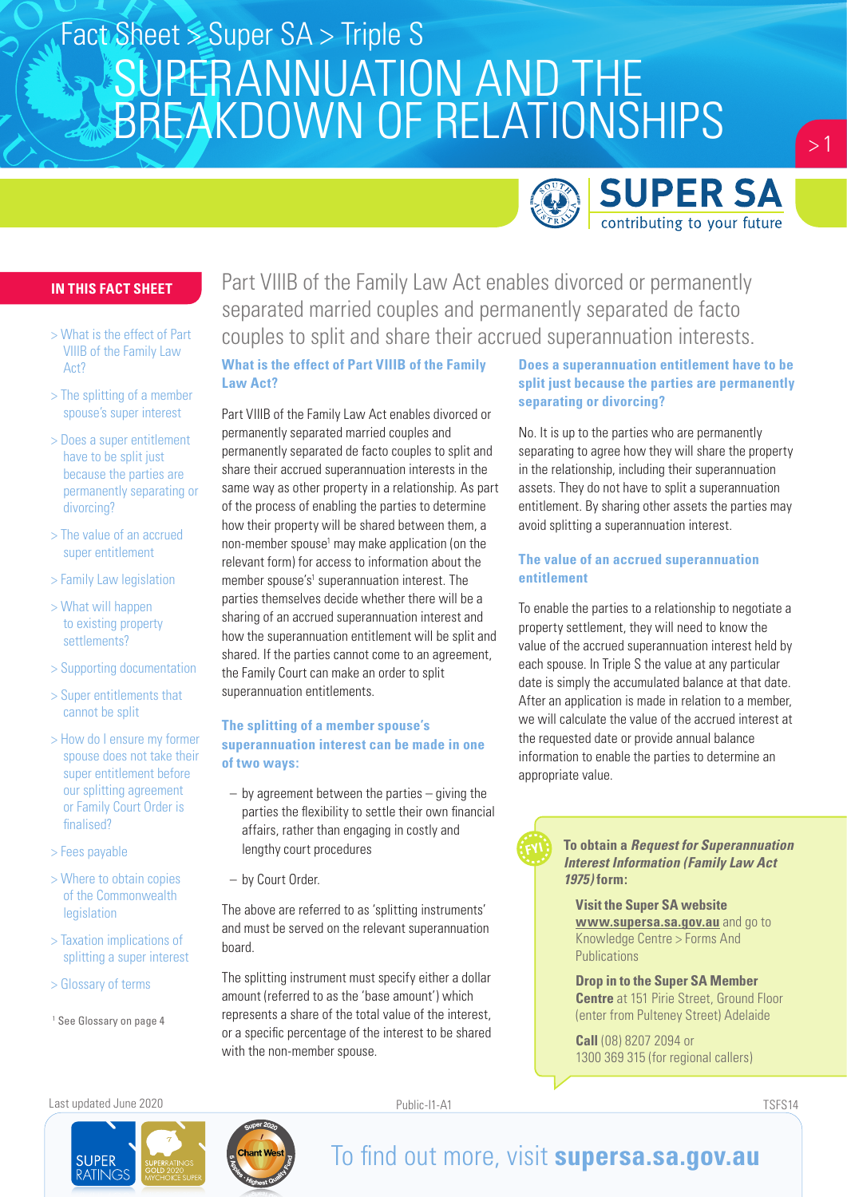Fact Sheet > Super SA > Triple S

# SUPERANNUATION AND THE BREAKDOWN OF RELATIONSHIPS

**IN THIS FACT SHEET**

- > What is the effect of Part VIIIB of the Family Law Act?
- > The splitting of a member spouse's super interest
- > Does a super entitlement have to be split just because the parties are permanently separating or divorcing?
- > The value of an accrued super entitlement
- > Family Law legislation
- > What will happen to existing property settlements?
- > Supporting documentation
- > Super entitlements that cannot be split
- > How do I ensure my former spouse does not take their super entitlement before our splitting agreement or Family Court Order is finalised?
- > Fees payable
- > Where to obtain copies of the Commonwealth legislation
- > Taxation implications of splitting a super interest
- > Glossary of terms

[1] See Glossary on page 4

Part VIIIB of the Family Law Act enables divorced or permanently separated married couples and permanently separated de facto couples to split and share their accrued superannuation interests.

## What is the effect of Part VIIIB of the Family Law Act?

Part VIIIB of the Family Law Act enables divorced or permanently separated married couples and permanently separated de facto couples to split and share their accrued superannuation interests in the same way as other property in a relationship. As part of the process of enabling the parties to determine how their property will be shared between them, a non-member spouse[1] may make application (on the relevant form) for access to information about the member spouse's[1] superannuation interest. The parties themselves decide whether there will be a sharing of an accrued superannuation interest and how the superannuation entitlement will be split and shared. If the parties cannot come to an agreement, the Family Court can make an order to split superannuation entitlements.

## The splitting of a member spouse's superannuation interest can be made in one of two ways:

- by agreement between the parties – giving the parties the flexibility to settle their own financial affairs, rather than engaging in costly and lengthy court procedures
- by Court Order.

The above are referred to as 'splitting instruments' and must be served on the relevant superannuation board.

The splitting instrument must specify either a dollar amount (referred to as the 'base amount') which represents a share of the total value of the interest, or a specific percentage of the interest to be shared with the non-member spouse.

## Does a superannuation entitlement have to be split just because the parties are permanently separating or divorcing?

No. It is up to the parties who are permanently separating to agree how they will share the property in the relationship, including their superannuation assets. They do not have to split a superannuation entitlement. By sharing other assets the parties may avoid splitting a superannuation interest.

## The value of an accrued superannuation entitlement

To enable the parties to a relationship to negotiate a property settlement, they will need to know the value of the accrued superannuation interest held by each spouse. In Triple S the value at any particular date is simply the accumulated balance at that date. After an application is made in relation to a member, we will calculate the value of the accrued interest at the requested date or provide annual balance information to enable the parties to determine an appropriate value.

> **FYI**
>
> **To obtain a *Request for Superannuation Interest Information (Family Law Act 1975)* form:**
>
> **Visit the Super SA website** **www.supersa.sa.gov.au** and go to Knowledge Centre > Forms And Publications
>
> **Drop in to the Super SA Member Centre** at 151 Pirie Street, Ground Floor (enter from Pulteney Street) Adelaide
>
> **Call** (08) 8207 2094 or 1300 369 315 (for regional callers)

Last updated June 2020

Public-I1-A1

TSFS14

To find out more, visit **supersa.sa.gov.au**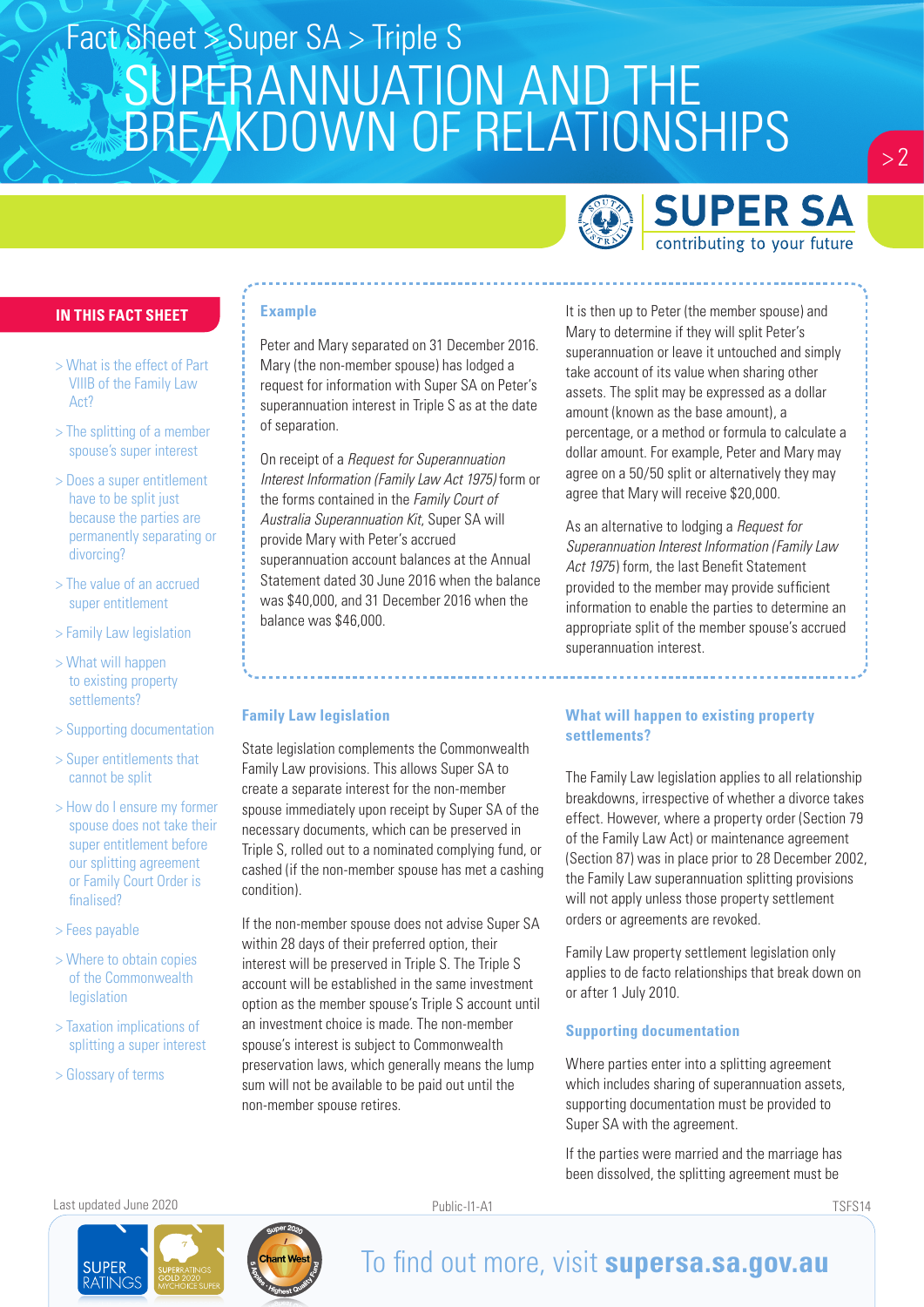# SUPERANNUATION AND THE BREAKDOWN OF RELATIONSHIPS

## IN THIS FACT SHEET

- > What is the effect of Part VIIIB of the Family Law Act?
- > The splitting of a member spouse's super interest
- > Does a super entitlement have to be split just because the parties are permanently separating or divorcing?
- > The value of an accrued super entitlement
- > Family Law legislation
- > What will happen to existing property settlements?
- > Supporting documentation
- > Super entitlements that cannot be split
- > How do I ensure my former spouse does not take their super entitlement before our splitting agreement or Family Court Order is finalised?
- > Fees payable
- > Where to obtain copies of the Commonwealth legislation
- > Taxation implications of splitting a super interest
- > Glossary of terms

### Example

Peter and Mary separated on 31 December 2016. Mary (the non-member spouse) has lodged a request for information with Super SA on Peter's superannuation interest in Triple S as at the date of separation.

On receipt of a *Request for Superannuation Interest Information (Family Law Act 1975)* form or the forms contained in the *Family Court of Australia Superannuation Kit*, Super SA will provide Mary with Peter's accrued superannuation account balances at the Annual Statement dated 30 June 2016 when the balance was $40,000, and 31 December 2016 when the balance was $46,000.

It is then up to Peter (the member spouse) and Mary to determine if they will split Peter's superannuation or leave it untouched and simply take account of its value when sharing other assets. The split may be expressed as a dollar amount (known as the base amount), a percentage, or a method or formula to calculate a dollar amount. For example, Peter and Mary may agree on a 50/50 split or alternatively they may agree that Mary will receive $20,000.

As an alternative to lodging a *Request for Superannuation Interest Information (Family Law Act 1975)* form, the last Benefit Statement provided to the member may provide sufficient information to enable the parties to determine an appropriate split of the member spouse's accrued superannuation interest.

### Family Law legislation

State legislation complements the Commonwealth Family Law provisions. This allows Super SA to create a separate interest for the non-member spouse immediately upon receipt by Super SA of the necessary documents, which can be preserved in Triple S, rolled out to a nominated complying fund, or cashed (if the non-member spouse has met a cashing condition).

If the non-member spouse does not advise Super SA within 28 days of their preferred option, their interest will be preserved in Triple S. The Triple S account will be established in the same investment option as the member spouse's Triple S account until an investment choice is made. The non-member spouse's interest is subject to Commonwealth preservation laws, which generally means the lump sum will not be available to be paid out until the non-member spouse retires.

### What will happen to existing property settlements?

The Family Law legislation applies to all relationship breakdowns, irrespective of whether a divorce takes effect. However, where a property order (Section 79 of the Family Law Act) or maintenance agreement (Section 87) was in place prior to 28 December 2002, the Family Law superannuation splitting provisions will not apply unless those property settlement orders or agreements are revoked.

Family Law property settlement legislation only applies to de facto relationships that break down on or after 1 July 2010.

### Supporting documentation

Where parties enter into a splitting agreement which includes sharing of superannuation assets, supporting documentation must be provided to Super SA with the agreement.

If the parties were married and the marriage has been dissolved, the splitting agreement must be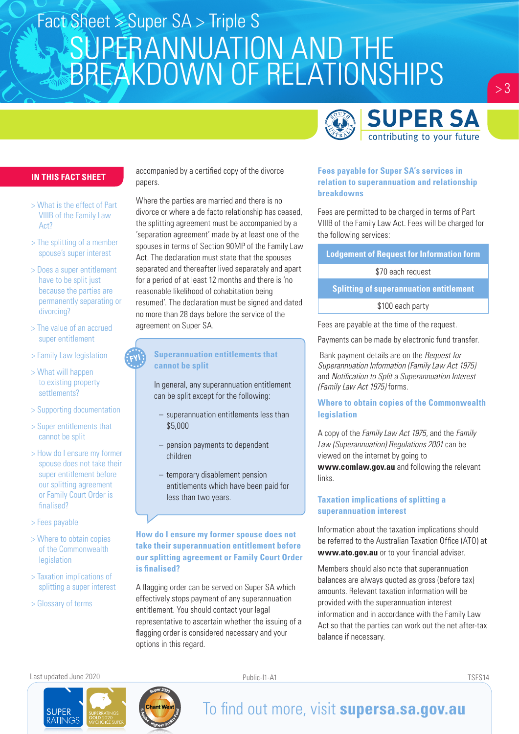# SUPERANNUATION AND THE BREAKDOWN OF RELATIONSHIPS

**IN THIS FACT SHEET**

- > What is the effect of Part VIIIB of the Family Law Act?
- > The splitting of a member spouse's super interest
- > Does a super entitlement have to be split just because the parties are permanently separating or divorcing?
- > The value of an accrued super entitlement
- > Family Law legislation
- > What will happen to existing property settlements?
- > Supporting documentation
- > Super entitlements that cannot be split
- > How do I ensure my former spouse does not take their super entitlement before our splitting agreement or Family Court Order is finalised?
- > Fees payable
- > Where to obtain copies of the Commonwealth legislation
- > Taxation implications of splitting a super interest
- > Glossary of terms

accompanied by a certified copy of the divorce papers.

Where the parties are married and there is no divorce or where a de facto relationship has ceased, the splitting agreement must be accompanied by a 'separation agreement' made by at least one of the spouses in terms of Section 90MP of the Family Law Act. The declaration must state that the spouses separated and thereafter lived separately and apart for a period of at least 12 months and there is 'no reasonable likelihood of cohabitation being resumed'. The declaration must be signed and dated no more than 28 days before the service of the agreement on Super SA.

### Superannuation entitlements that cannot be split

In general, any superannuation entitlement can be split except for the following:

- superannuation entitlements less than $5,000
- pension payments to dependent children
- temporary disablement pension entitlements which have been paid for less than two years.

### How do I ensure my former spouse does not take their superannuation entitlement before our splitting agreement or Family Court Order is finalised?

A flagging order can be served on Super SA which effectively stops payment of any superannuation entitlement. You should contact your legal representative to ascertain whether the issuing of a flagging order is considered necessary and your options in this regard.

### Fees payable for Super SA's services in relation to superannuation and relationship breakdowns

Fees are permitted to be charged in terms of Part VIIIB of the Family Law Act. Fees will be charged for the following services:

| Lodgement of Request for Information form |
| --- |
| $70 each request |
| **Splitting of superannuation entitlement** |
| $100 each party |

Fees are payable at the time of the request.

Payments can be made by electronic fund transfer.

Bank payment details are on the *Request for Superannuation Information (Family Law Act 1975)* and *Notification to Split a Superannuation Interest (Family Law Act 1975)* forms.

### Where to obtain copies of the Commonwealth legislation

A copy of the *Family Law Act 1975*, and the *Family Law (Superannuation) Regulations 2001* can be viewed on the internet by going to **www.comlaw.gov.au** and following the relevant links.

### Taxation implications of splitting a superannuation interest

Information about the taxation implications should be referred to the Australian Taxation Office (ATO) at **www.ato.gov.au** or to your financial adviser.

Members should also note that superannuation balances are always quoted as gross (before tax) amounts. Relevant taxation information will be provided with the superannuation interest information and in accordance with the Family Law Act so that the parties can work out the net after-tax balance if necessary.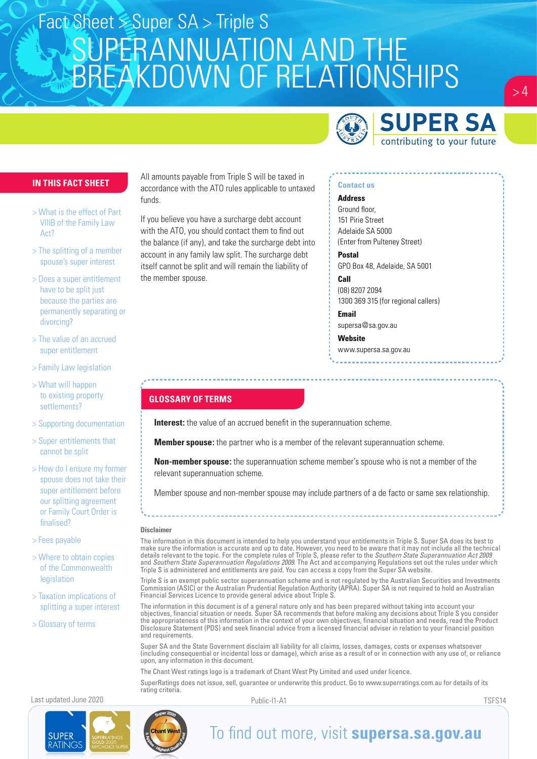# Fact Sheet > Super SA > Triple S

# SUPERANNUATION AND THE BREAKDOWN OF RELATIONSHIPS

SUPER SA
contributing to your future

## IN THIS FACT SHEET

- > What is the effect of Part VIIIB of the Family Law Act?
- > The splitting of a member spouse's super interest
- > Does a super entitlement have to be split just because the parties are permanently separating or divorcing?
- > The value of an accrued super entitlement
- > Family Law legislation
- > What will happen to existing property settlements?
- > Supporting documentation
- > Super entitlements that cannot be split
- > How do I ensure my former spouse does not take their super entitlement before our splitting agreement or Family Court Order is finalised?
- > Fees payable
- > Where to obtain copies of the Commonwealth legislation
- > Taxation implications of splitting a super interest
- > Glossary of terms

All amounts payable from Triple S will be taxed in accordance with the ATO rules applicable to untaxed funds.

If you believe you have a surcharge debt account with the ATO, you should contact them to find out the balance (if any), and take the surcharge debt into account in any family law split. The surcharge debt itself cannot be split and will remain the liability of the member spouse.

### Contact us

**Address**
Ground floor,
151 Pirie Street
Adelaide SA 5000
(Enter from Pulteney Street)

**Postal**
GPO Box 48, Adelaide, SA 5001

**Call**
(08) 8207 2094
1300 369 315 (for regional callers)

**Email**
supersa@sa.gov.au

**Website**
www.supersa.sa.gov.au

## GLOSSARY OF TERMS

**Interest:** the value of an accrued benefit in the superannuation scheme.

**Member spouse:** the partner who is a member of the relevant superannuation scheme.

**Non-member spouse:** the superannuation scheme member's spouse who is not a member of the relevant superannuation scheme.

Member spouse and non-member spouse may include partners of a de facto or same sex relationship.

**Disclaimer**

The information in this document is intended to help you understand your entitlements in Triple S. Super SA does its best to make sure the information is accurate and up to date. However, you need to be aware that it may not include all the technical details relevant to the topic. For the complete rules of Triple S, please refer to the *Southern State Superannuation Act 2009* and *Southern State Superannuation Regulations 2009*. The Act and accompanying Regulations set out the rules under which Triple S is administered and entitlements are paid. You can access a copy from the Super SA website.

Triple S is an exempt public sector superannuation scheme and is not regulated by the Australian Securities and Investments Commission (ASIC) or the Australian Prudential Regulation Authority (APRA). Super SA is not required to hold an Australian Financial Services Licence to provide general advice about Triple S.

The information in this document is of a general nature only and has been prepared without taking into account your objectives, financial situation or needs. Super SA recommends that before making any decisions about Triple S you consider the appropriateness of this information in the context of your own objectives, financial situation and needs, read the Product Disclosure Statement (PDS) and seek financial advice from a licensed financial adviser in relation to your financial position and requirements.

Super SA and the State Government disclaim all liability for all claims, losses, damages, costs or expenses whatsoever (including consequential or incidental loss or damage), which arise as a result of or in connection with any use of, or reliance upon, any information in this document.

The Chant West ratings logo is a trademark of Chant West Pty Limited and used under licence.

SuperRatings does not issue, sell, guarantee or underwrite this product. Go to www.superratings.com.au for details of its rating criteria.

Last updated June 2020 Public-I1-A1 TSFS14

To find out more, visit **supersa.sa.gov.au**